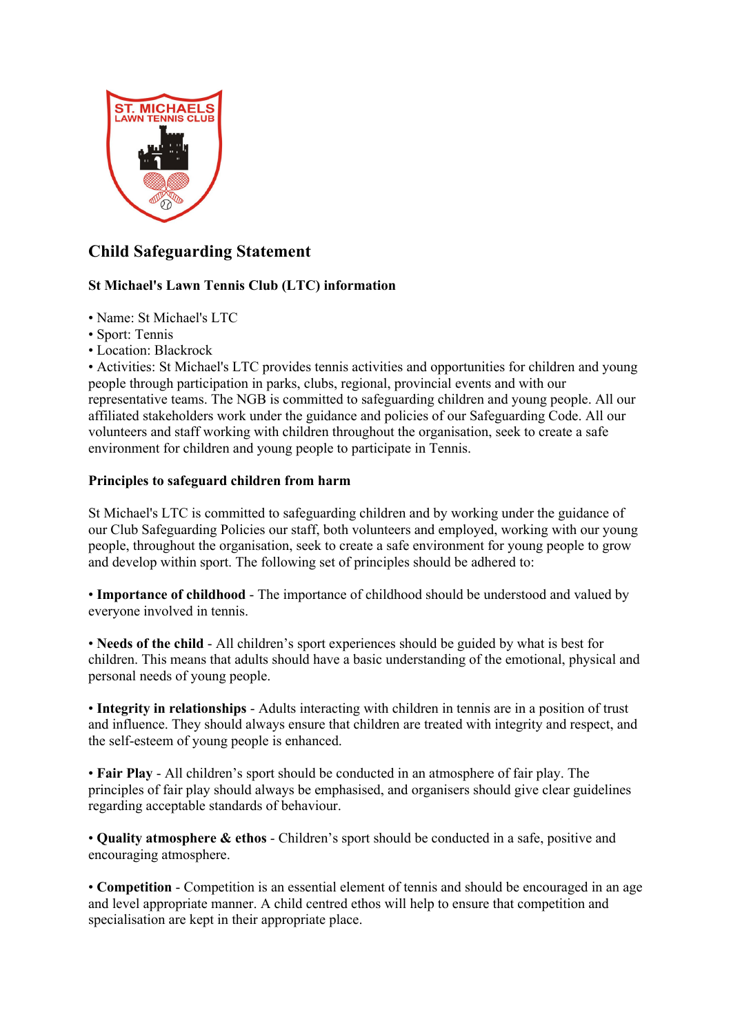## Child Safeguarding Statement

### St Michael's Lawn Tennis Club (LTC) information

- Name: St Michael's LTC
- Sport: Tennis
- Location: Blackrock
- Activities: St Michael's LTC provides tennis activities and opportunities for children and young people through participation in parks, clubs, regional, provincial events and with our representative teams. The NGB is committed to safeguarding children and young people. All our affiliated stakeholders work under the guidance and policies of our Safeguarding Code. All our volunteers and staff working with children throughout the organisation, seek to create a safe environment for children and young people to participate in Tennis.

### Principles to safeguard children from harm

St Michael's LTC is committed to safeguarding children and by working under the guidance of our Club Safeguarding Policies our staff, both volunteers and employed, working with our young people, throughout the organisation, seek to create a safe environment for young people to grow and develop within sport. The following set of principles should be adhered to:

- **Importance of childhood** - The importance of childhood should be understood and valued by everyone involved in tennis.

- **Needs of the child** - All children's sport experiences should be guided by what is best for children. This means that adults should have a basic understanding of the emotional, physical and personal needs of young people.

- **Integrity in relationships** - Adults interacting with children in tennis are in a position of trust and influence. They should always ensure that children are treated with integrity and respect, and the self-esteem of young people is enhanced.

- **Fair Play** - All children's sport should be conducted in an atmosphere of fair play. The principles of fair play should always be emphasised, and organisers should give clear guidelines regarding acceptable standards of behaviour.

- **Quality atmosphere & ethos** - Children's sport should be conducted in a safe, positive and encouraging atmosphere.

- **Competition** - Competition is an essential element of tennis and should be encouraged in an age and level appropriate manner. A child centred ethos will help to ensure that competition and specialisation are kept in their appropriate place.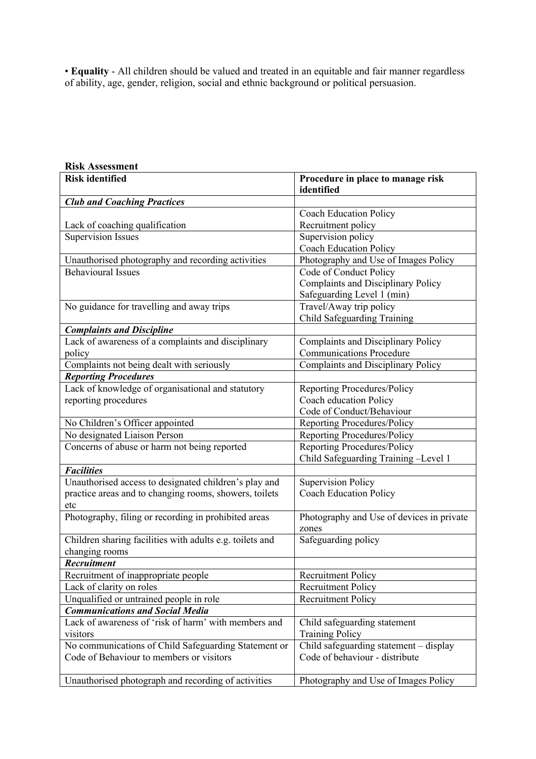• **Equality** - All children should be valued and treated in an equitable and fair manner regardless of ability, age, gender, religion, social and ethnic background or political persuasion.

**Risk Assessment**

| Risk identified | Procedure in place to manage risk identified |
|---|---|
| ***Club and Coaching Practices*** | |
| Lack of coaching qualification | Coach Education Policy<br>Recruitment policy |
| Supervision Issues | Supervision policy<br>Coach Education Policy |
| Unauthorised photography and recording activities | Photography and Use of Images Policy |
| Behavioural Issues | Code of Conduct Policy<br>Complaints and Disciplinary Policy<br>Safeguarding Level 1 (min) |
| No guidance for travelling and away trips | Travel/Away trip policy<br>Child Safeguarding Training |
| ***Complaints and Discipline*** | |
| Lack of awareness of a complaints and disciplinary policy | Complaints and Disciplinary Policy<br>Communications Procedure |
| Complaints not being dealt with seriously | Complaints and Disciplinary Policy |
| ***Reporting Procedures*** | |
| Lack of knowledge of organisational and statutory reporting procedures | Reporting Procedures/Policy<br>Coach education Policy<br>Code of Conduct/Behaviour |
| No Children's Officer appointed | Reporting Procedures/Policy |
| No designated Liaison Person | Reporting Procedures/Policy |
| Concerns of abuse or harm not being reported | Reporting Procedures/Policy<br>Child Safeguarding Training –Level 1 |
| ***Facilities*** | |
| Unauthorised access to designated children's play and practice areas and to changing rooms, showers, toilets etc | Supervision Policy<br>Coach Education Policy |
| Photography, filing or recording in prohibited areas | Photography and Use of devices in private zones |
| Children sharing facilities with adults e.g. toilets and changing rooms | Safeguarding policy |
| ***Recruitment*** | |
| Recruitment of inappropriate people | Recruitment Policy |
| Lack of clarity on roles | Recruitment Policy |
| Unqualified or untrained people in role | Recruitment Policy |
| ***Communications and Social Media*** | |
| Lack of awareness of 'risk of harm' with members and visitors | Child safeguarding statement<br>Training Policy |
| No communications of Child Safeguarding Statement or Code of Behaviour to members or visitors | Child safeguarding statement – display<br>Code of behaviour - distribute |
| Unauthorised photograph and recording of activities | Photography and Use of Images Policy |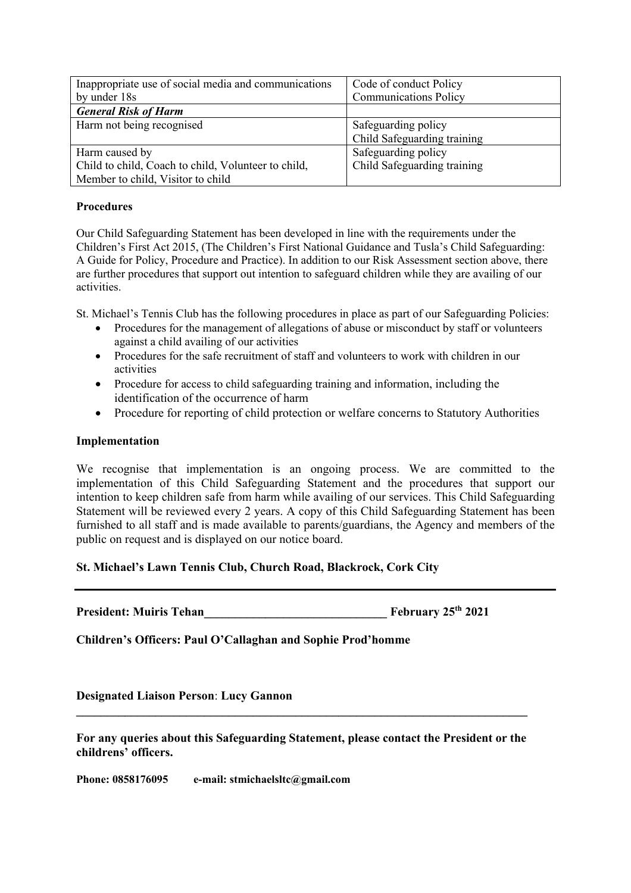| | |
|---|---|
| Inappropriate use of social media and communications by under 18s | Code of conduct Policy<br>Communications Policy |
| ***General Risk of Harm*** | |
| Harm not being recognised | Safeguarding policy<br>Child Safeguarding training |
| Harm caused by<br>Child to child, Coach to child, Volunteer to child, Member to child, Visitor to child | Safeguarding policy<br>Child Safeguarding training |

**Procedures**

Our Child Safeguarding Statement has been developed in line with the requirements under the Children's First Act 2015, (The Children's First National Guidance and Tusla's Child Safeguarding: A Guide for Policy, Procedure and Practice). In addition to our Risk Assessment section above, there are further procedures that support out intention to safeguard children while they are availing of our activities.

St. Michael's Tennis Club has the following procedures in place as part of our Safeguarding Policies:

- Procedures for the management of allegations of abuse or misconduct by staff or volunteers against a child availing of our activities
- Procedures for the safe recruitment of staff and volunteers to work with children in our activities
- Procedure for access to child safeguarding training and information, including the identification of the occurrence of harm
- Procedure for reporting of child protection or welfare concerns to Statutory Authorities

**Implementation**

We recognise that implementation is an ongoing process. We are committed to the implementation of this Child Safeguarding Statement and the procedures that support our intention to keep children safe from harm while availing of our services. This Child Safeguarding Statement will be reviewed every 2 years. A copy of this Child Safeguarding Statement has been furnished to all staff and is made available to parents/guardians, the Agency and members of the public on request and is displayed on our notice board.

**St. Michael's Lawn Tennis Club, Church Road, Blackrock, Cork City**

---

**President: Muiris Tehan______________________________ February 25th 2021**

**Children's Officers: Paul O'Callaghan and Sophie Prod'homme**

**Designated Liaison Person**: **Lucy Gannon**

---

**For any queries about this Safeguarding Statement, please contact the President or the childrens' officers.**

**Phone: 0858176095 e-mail: stmichaelsltc@gmail.com**